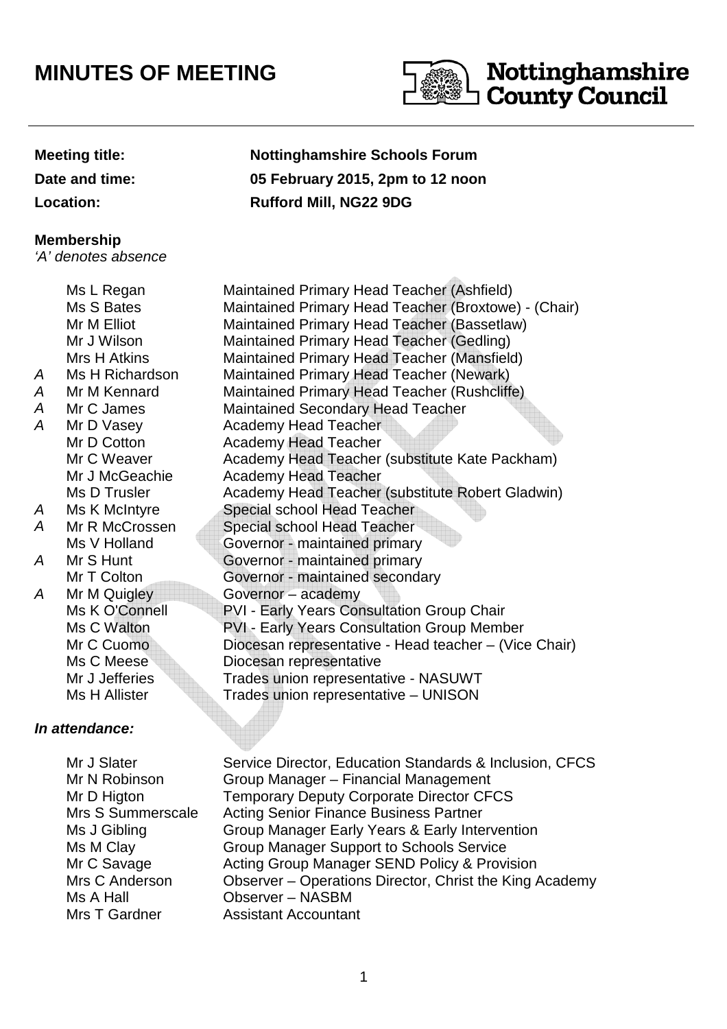# MINUTES OF MEETING

**Nottinghamshire County Council**

| | |
|---|---|
| **Meeting title:** | **Nottinghamshire Schools Forum** |
| **Date and time:** | **05 February 2015, 2pm to 12 noon** |
| **Location:** | **Rufford Mill, NG22 9DG** |

**Membership**
*'A' denotes absence*

| | | |
|---|---|---|
| | Ms L Regan | Maintained Primary Head Teacher (Ashfield) |
| | Ms S Bates | Maintained Primary Head Teacher (Broxtowe) - (Chair) |
| | Mr M Elliot | Maintained Primary Head Teacher (Bassetlaw) |
| | Mr J Wilson | Maintained Primary Head Teacher (Gedling) |
| | Mrs H Atkins | Maintained Primary Head Teacher (Mansfield) |
| *A* | Ms H Richardson | Maintained Primary Head Teacher (Newark) |
| *A* | Mr M Kennard | Maintained Primary Head Teacher (Rushcliffe) |
| *A* | Mr C James | Maintained Secondary Head Teacher |
| *A* | Mr D Vasey | Academy Head Teacher |
| | Mr D Cotton | Academy Head Teacher |
| | Mr C Weaver | Academy Head Teacher (substitute Kate Packham) |
| | Mr J McGeachie | Academy Head Teacher |
| | Ms D Trusler | Academy Head Teacher (substitute Robert Gladwin) |
| *A* | Ms K McIntyre | Special school Head Teacher |
| *A* | Mr R McCrossen | Special school Head Teacher |
| | Ms V Holland | Governor - maintained primary |
| *A* | Mr S Hunt | Governor - maintained primary |
| | Mr T Colton | Governor - maintained secondary |
| *A* | Mr M Quigley | Governor – academy |
| | Ms K O'Connell | PVI - Early Years Consultation Group Chair |
| | Ms C Walton | PVI - Early Years Consultation Group Member |
| | Mr C Cuomo | Diocesan representative - Head teacher – (Vice Chair) |
| | Ms C Meese | Diocesan representative |
| | Mr J Jefferies | Trades union representative - NASUWT |
| | Ms H Allister | Trades union representative – UNISON |

***In attendance:***

| | |
|---|---|
| Mr J Slater | Service Director, Education Standards & Inclusion, CFCS |
| Mr N Robinson | Group Manager – Financial Management |
| Mr D Higton | Temporary Deputy Corporate Director CFCS |
| Mrs S Summerscale | Acting Senior Finance Business Partner |
| Ms J Gibling | Group Manager Early Years & Early Intervention |
| Ms M Clay | Group Manager Support to Schools Service |
| Mr C Savage | Acting Group Manager SEND Policy & Provision |
| Mrs C Anderson | Observer – Operations Director, Christ the King Academy |
| Ms A Hall | Observer – NASBM |
| Mrs T Gardner | Assistant Accountant |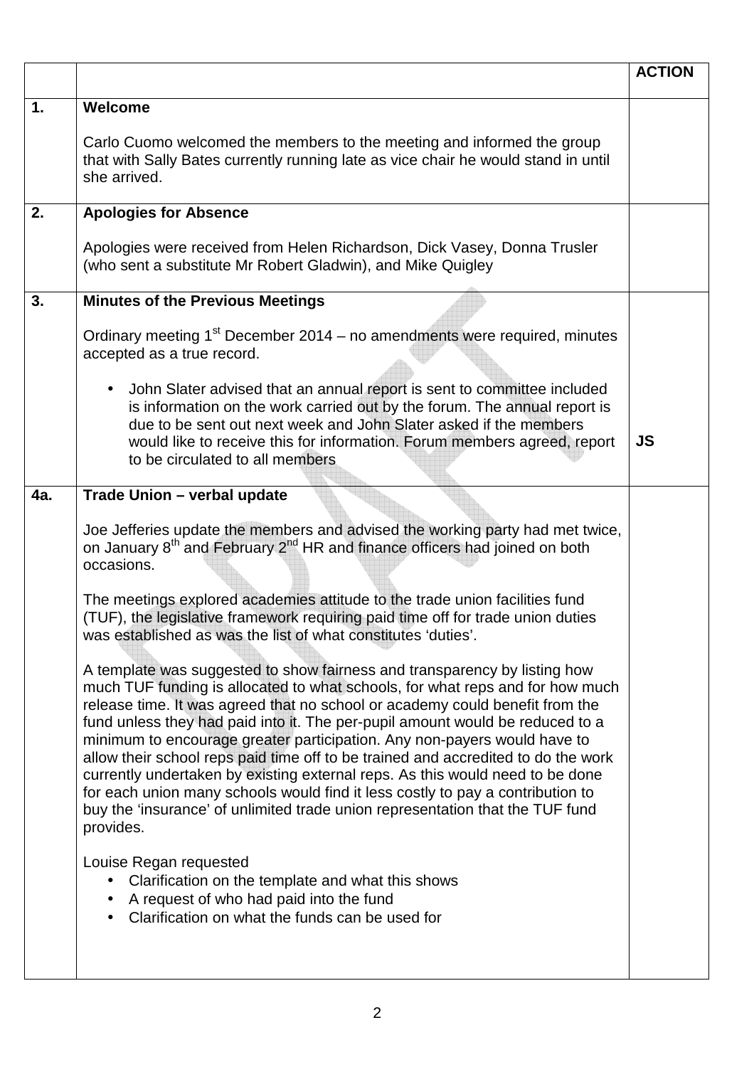| | | ACTION |
|---|---|---|
| **1.** | **Welcome**<br><br>Carlo Cuomo welcomed the members to the meeting and informed the group that with Sally Bates currently running late as vice chair he would stand in until she arrived. | |
| **2.** | **Apologies for Absence**<br><br>Apologies were received from Helen Richardson, Dick Vasey, Donna Trusler (who sent a substitute Mr Robert Gladwin), and Mike Quigley | |
| **3.** | **Minutes of the Previous Meetings**<br><br>Ordinary meeting 1st December 2014 – no amendments were required, minutes accepted as a true record.<br><br>• John Slater advised that an annual report is sent to committee included is information on the work carried out by the forum. The annual report is due to be sent out next week and John Slater asked if the members would like to receive this for information. Forum members agreed, report to be circulated to all members | **JS** |
| **4a.** | **Trade Union – verbal update**<br><br>Joe Jefferies update the members and advised the working party had met twice, on January 8th and February 2nd HR and finance officers had joined on both occasions.<br><br>The meetings explored academies attitude to the trade union facilities fund (TUF), the legislative framework requiring paid time off for trade union duties was established as was the list of what constitutes 'duties'.<br><br>A template was suggested to show fairness and transparency by listing how much TUF funding is allocated to what schools, for what reps and for how much release time. It was agreed that no school or academy could benefit from the fund unless they had paid into it. The per-pupil amount would be reduced to a minimum to encourage greater participation. Any non-payers would have to allow their school reps paid time off to be trained and accredited to do the work currently undertaken by existing external reps. As this would need to be done for each union many schools would find it less costly to pay a contribution to buy the 'insurance' of unlimited trade union representation that the TUF fund provides.<br><br>Louise Regan requested<br>• Clarification on the template and what this shows<br>• A request of who had paid into the fund<br>• Clarification on what the funds can be used for | |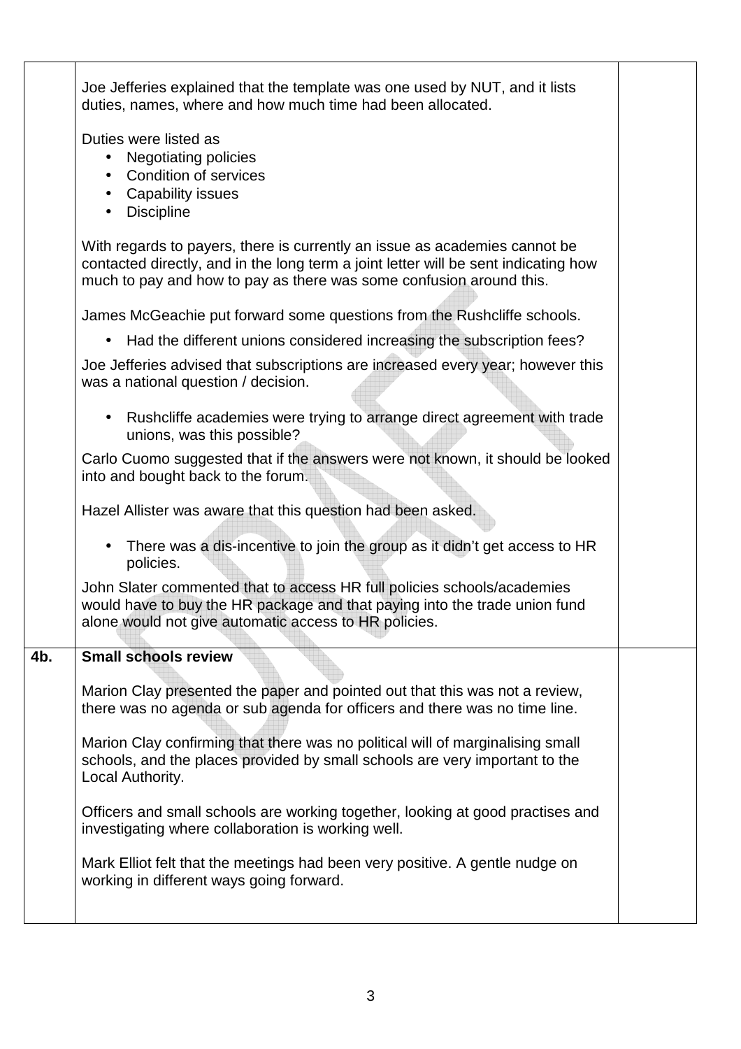| | | |
|---|---|---|
| | Joe Jefferies explained that the template was one used by NUT, and it lists duties, names, where and how much time had been allocated.<br><br>Duties were listed as<br>• Negotiating policies<br>• Condition of services<br>• Capability issues<br>• Discipline<br><br>With regards to payers, there is currently an issue as academies cannot be contacted directly, and in the long term a joint letter will be sent indicating how much to pay and how to pay as there was some confusion around this.<br><br>James McGeachie put forward some questions from the Rushcliffe schools.<br>• Had the different unions considered increasing the subscription fees?<br><br>Joe Jefferies advised that subscriptions are increased every year; however this was a national question / decision.<br><br>• Rushcliffe academies were trying to arrange direct agreement with trade unions, was this possible?<br><br>Carlo Cuomo suggested that if the answers were not known, it should be looked into and bought back to the forum.<br><br>Hazel Allister was aware that this question had been asked.<br><br>• There was a dis-incentive to join the group as it didn't get access to HR policies.<br><br>John Slater commented that to access HR full policies schools/academies would have to buy the HR package and that paying into the trade union fund alone would not give automatic access to HR policies. | |
| **4b.** | **Small schools review**<br><br>Marion Clay presented the paper and pointed out that this was not a review, there was no agenda or sub agenda for officers and there was no time line.<br><br>Marion Clay confirming that there was no political will of marginalising small schools, and the places provided by small schools are very important to the Local Authority.<br><br>Officers and small schools are working together, looking at good practises and investigating where collaboration is working well.<br><br>Mark Elliot felt that the meetings had been very positive. A gentle nudge on working in different ways going forward. | |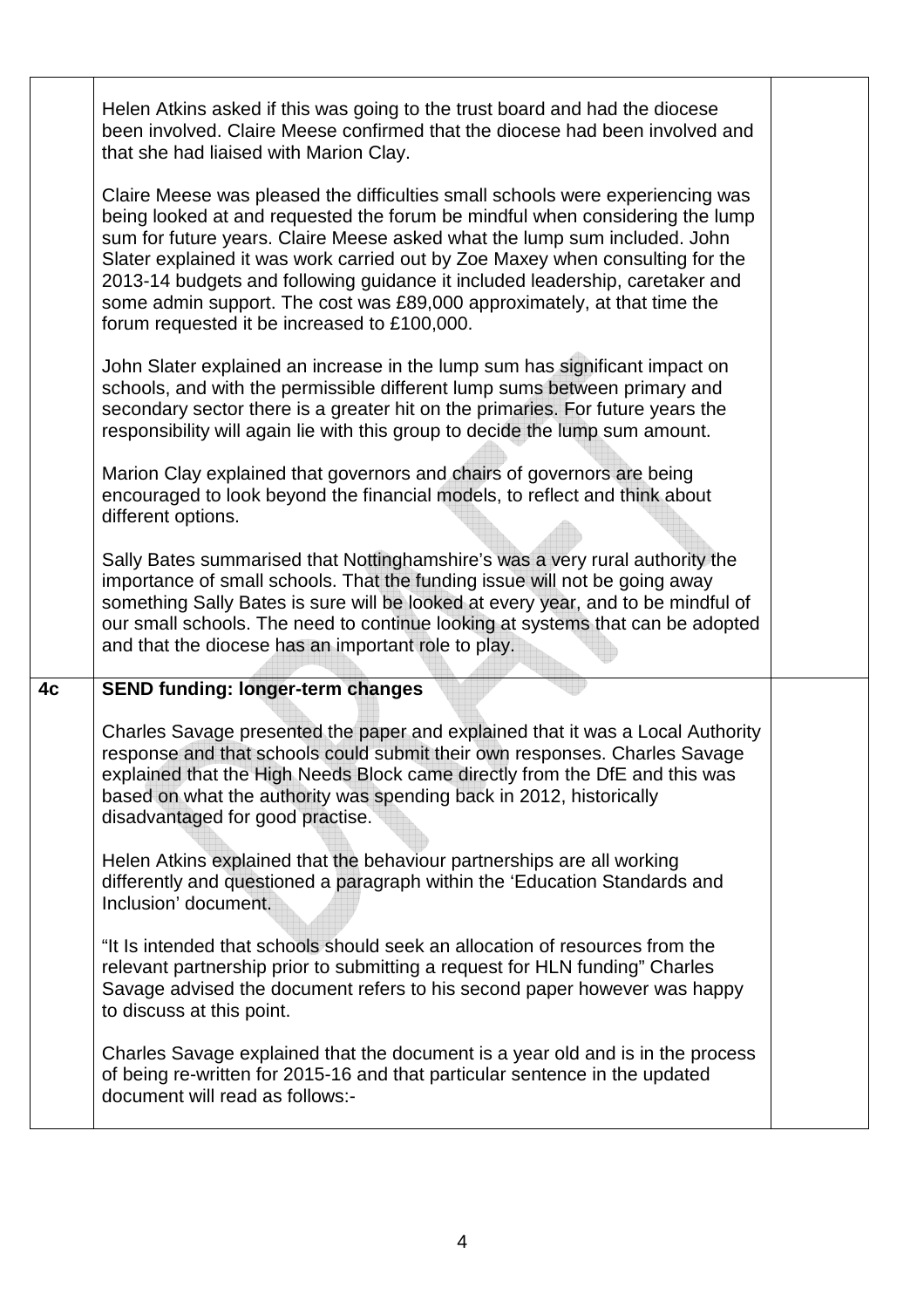| | | |
|---|---|---|
| | Helen Atkins asked if this was going to the trust board and had the diocese been involved. Claire Meese confirmed that the diocese had been involved and that she had liaised with Marion Clay.<br><br>Claire Meese was pleased the difficulties small schools were experiencing was being looked at and requested the forum be mindful when considering the lump sum for future years. Claire Meese asked what the lump sum included. John Slater explained it was work carried out by Zoe Maxey when consulting for the 2013-14 budgets and following guidance it included leadership, caretaker and some admin support. The cost was £89,000 approximately, at that time the forum requested it be increased to £100,000.<br><br>John Slater explained an increase in the lump sum has significant impact on schools, and with the permissible different lump sums between primary and secondary sector there is a greater hit on the primaries. For future years the responsibility will again lie with this group to decide the lump sum amount.<br><br>Marion Clay explained that governors and chairs of governors are being encouraged to look beyond the financial models, to reflect and think about different options.<br><br>Sally Bates summarised that Nottinghamshire's was a very rural authority the importance of small schools. That the funding issue will not be going away something Sally Bates is sure will be looked at every year, and to be mindful of our small schools. The need to continue looking at systems that can be adopted and that the diocese has an important role to play. | |
| **4c** | **SEND funding: longer-term changes**<br><br>Charles Savage presented the paper and explained that it was a Local Authority response and that schools could submit their own responses. Charles Savage explained that the High Needs Block came directly from the DfE and this was based on what the authority was spending back in 2012, historically disadvantaged for good practise.<br><br>Helen Atkins explained that the behaviour partnerships are all working differently and questioned a paragraph within the 'Education Standards and Inclusion' document.<br><br>"It Is intended that schools should seek an allocation of resources from the relevant partnership prior to submitting a request for HLN funding" Charles Savage advised the document refers to his second paper however was happy to discuss at this point.<br><br>Charles Savage explained that the document is a year old and is in the process of being re-written for 2015-16 and that particular sentence in the updated document will read as follows:- | |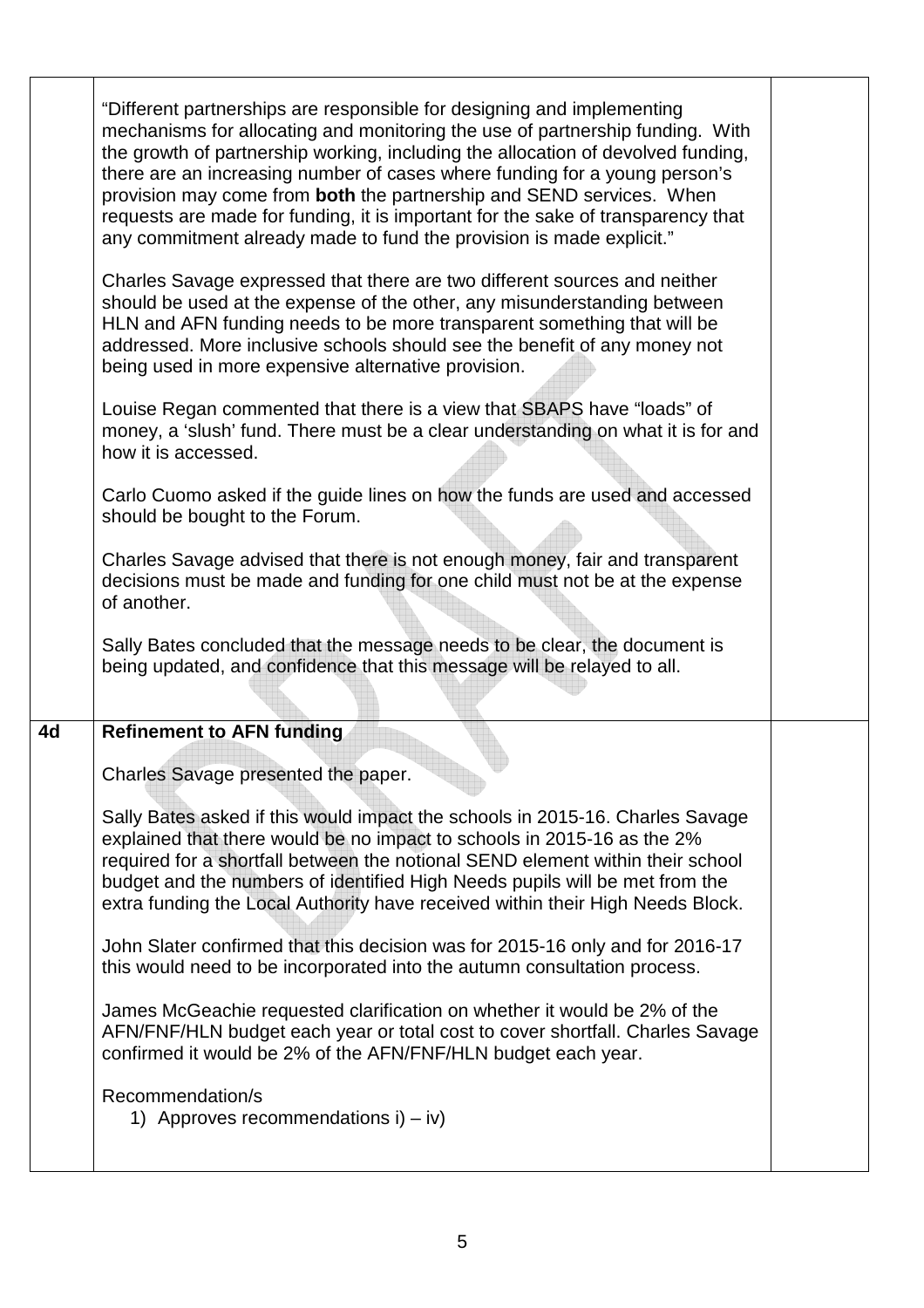| | | |
|---|---|---|
| | "Different partnerships are responsible for designing and implementing mechanisms for allocating and monitoring the use of partnership funding. With the growth of partnership working, including the allocation of devolved funding, there are an increasing number of cases where funding for a young person's provision may come from **both** the partnership and SEND services. When requests are made for funding, it is important for the sake of transparency that any commitment already made to fund the provision is made explicit."<br><br>Charles Savage expressed that there are two different sources and neither should be used at the expense of the other, any misunderstanding between HLN and AFN funding needs to be more transparent something that will be addressed. More inclusive schools should see the benefit of any money not being used in more expensive alternative provision.<br><br>Louise Regan commented that there is a view that SBAPS have "loads" of money, a 'slush' fund. There must be a clear understanding on what it is for and how it is accessed.<br><br>Carlo Cuomo asked if the guide lines on how the funds are used and accessed should be bought to the Forum.<br><br>Charles Savage advised that there is not enough money, fair and transparent decisions must be made and funding for one child must not be at the expense of another.<br><br>Sally Bates concluded that the message needs to be clear, the document is being updated, and confidence that this message will be relayed to all. | |
| **4d** | **Refinement to AFN funding**<br><br>Charles Savage presented the paper.<br><br>Sally Bates asked if this would impact the schools in 2015-16. Charles Savage explained that there would be no impact to schools in 2015-16 as the 2% required for a shortfall between the notional SEND element within their school budget and the numbers of identified High Needs pupils will be met from the extra funding the Local Authority have received within their High Needs Block.<br><br>John Slater confirmed that this decision was for 2015-16 only and for 2016-17 this would need to be incorporated into the autumn consultation process.<br><br>James McGeachie requested clarification on whether it would be 2% of the AFN/FNF/HLN budget each year or total cost to cover shortfall. Charles Savage confirmed it would be 2% of the AFN/FNF/HLN budget each year.<br><br>Recommendation/s<br>1) Approves recommendations i) – iv) | |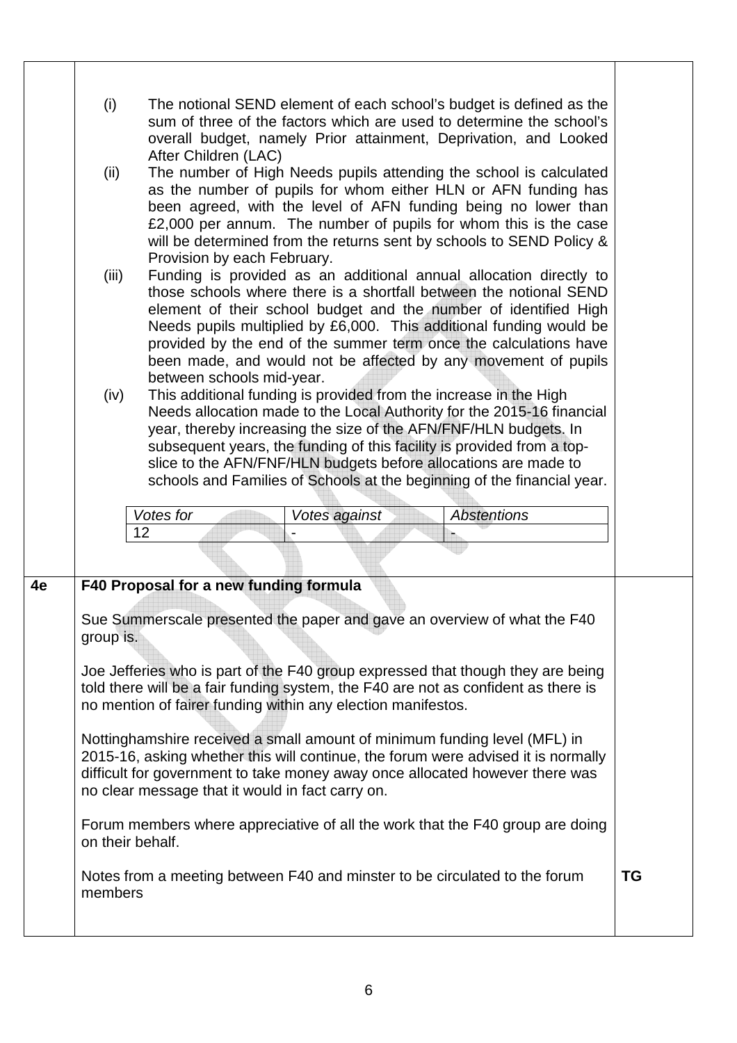(i) The notional SEND element of each school's budget is defined as the sum of three of the factors which are used to determine the school's overall budget, namely Prior attainment, Deprivation, and Looked After Children (LAC)

(ii) The number of High Needs pupils attending the school is calculated as the number of pupils for whom either HLN or AFN funding has been agreed, with the level of AFN funding being no lower than £2,000 per annum. The number of pupils for whom this is the case will be determined from the returns sent by schools to SEND Policy & Provision by each February.

(iii) Funding is provided as an additional annual allocation directly to those schools where there is a shortfall between the notional SEND element of their school budget and the number of identified High Needs pupils multiplied by £6,000. This additional funding would be provided by the end of the summer term once the calculations have been made, and would not be affected by any movement of pupils between schools mid-year.

(iv) This additional funding is provided from the increase in the High Needs allocation made to the Local Authority for the 2015-16 financial year, thereby increasing the size of the AFN/FNF/HLN budgets. In subsequent years, the funding of this facility is provided from a top-slice to the AFN/FNF/HLN budgets before allocations are made to schools and Families of Schools at the beginning of the financial year.

| *Votes for* | *Votes against* | *Abstentions* |
|---|---|---|
| 12 | - | - |

| | | |
|---|---|---|
| **4e** | **F40 Proposal for a new funding formula** | |
| | Sue Summerscale presented the paper and gave an overview of what the F40 group is. | |
| | Joe Jefferies who is part of the F40 group expressed that though they are being told there will be a fair funding system, the F40 are not as confident as there is no mention of fairer funding within any election manifestos. | |
| | Nottinghamshire received a small amount of minimum funding level (MFL) in 2015-16, asking whether this will continue, the forum were advised it is normally difficult for government to take money away once allocated however there was no clear message that it would in fact carry on. | |
| | Forum members where appreciative of all the work that the F40 group are doing on their behalf. | |
| | Notes from a meeting between F40 and minster to be circulated to the forum members | **TG** |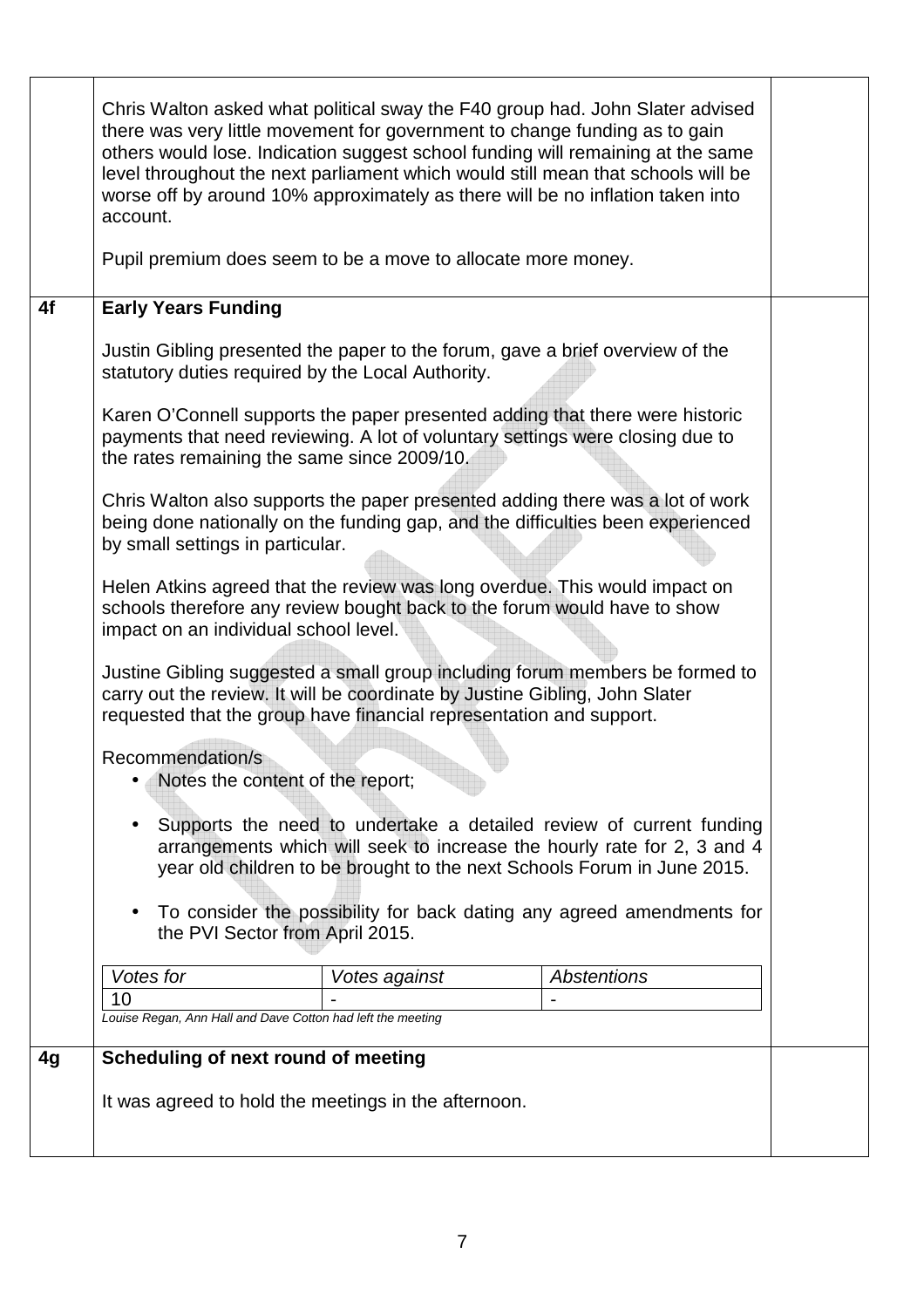Chris Walton asked what political sway the F40 group had. John Slater advised there was very little movement for government to change funding as to gain others would lose. Indication suggest school funding will remaining at the same level throughout the next parliament which would still mean that schools will be worse off by around 10% approximately as there will be no inflation taken into account.

Pupil premium does seem to be a move to allocate more money.

## 4f Early Years Funding

Justin Gibling presented the paper to the forum, gave a brief overview of the statutory duties required by the Local Authority.

Karen O'Connell supports the paper presented adding that there were historic payments that need reviewing. A lot of voluntary settings were closing due to the rates remaining the same since 2009/10.

Chris Walton also supports the paper presented adding there was a lot of work being done nationally on the funding gap, and the difficulties been experienced by small settings in particular.

Helen Atkins agreed that the review was long overdue. This would impact on schools therefore any review bought back to the forum would have to show impact on an individual school level.

Justine Gibling suggested a small group including forum members be formed to carry out the review. It will be coordinate by Justine Gibling, John Slater requested that the group have financial representation and support.

Recommendation/s

- Notes the content of the report;
- Supports the need to undertake a detailed review of current funding arrangements which will seek to increase the hourly rate for 2, 3 and 4 year old children to be brought to the next Schools Forum in June 2015.
- To consider the possibility for back dating any agreed amendments for the PVI Sector from April 2015.

| *Votes for* | *Votes against* | *Abstentions* |
|---|---|---|
| 10 | - | - |

*Louise Regan, Ann Hall and Dave Cotton had left the meeting*

## 4g Scheduling of next round of meeting

It was agreed to hold the meetings in the afternoon.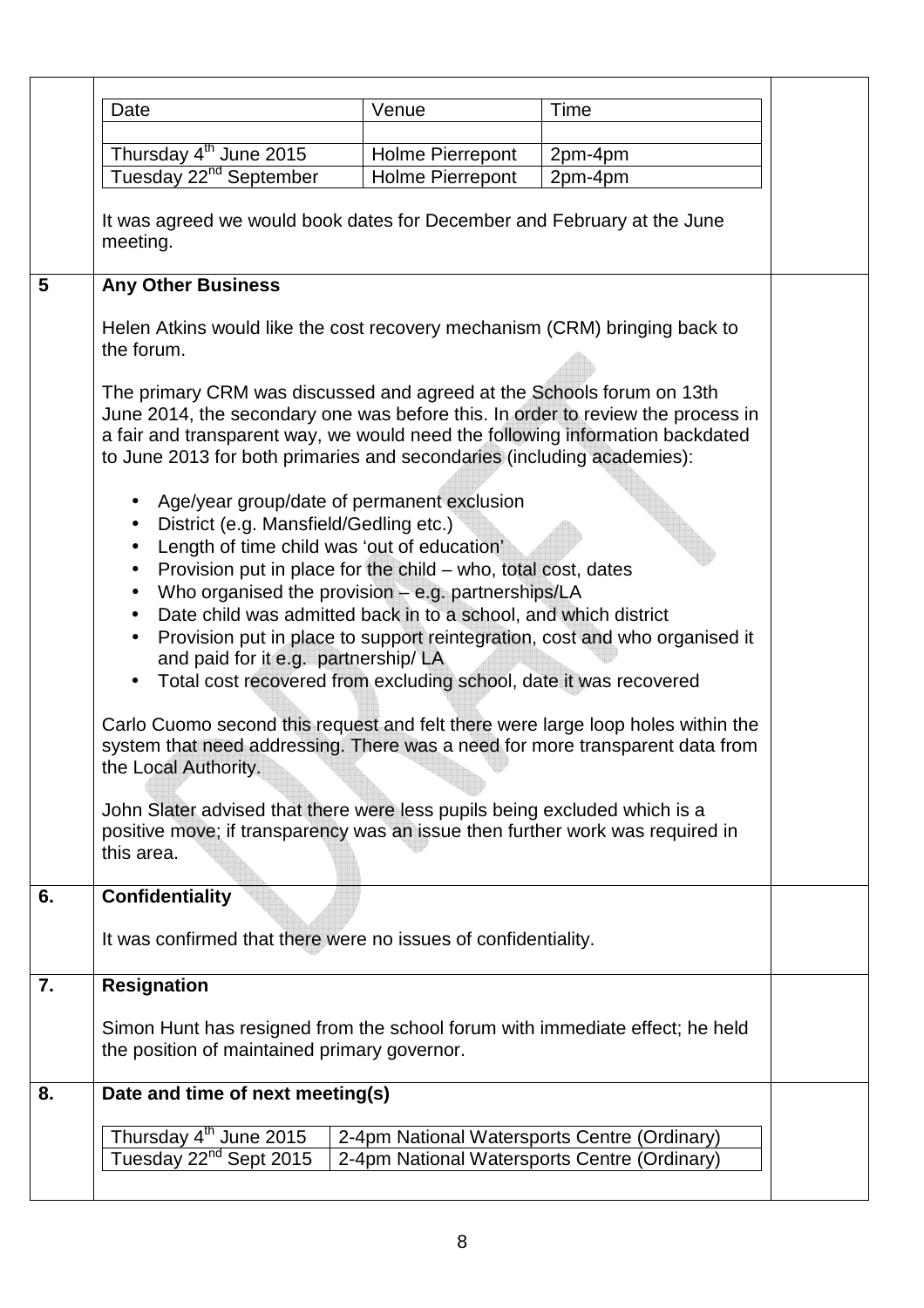| Date | Venue | Time |
|---|---|---|
| | | |
| Thursday 4th June 2015 | Holme Pierrepont | 2pm-4pm |
| Tuesday 22nd September | Holme Pierrepont | 2pm-4pm |

It was agreed we would book dates for December and February at the June meeting.

## 5 Any Other Business

Helen Atkins would like the cost recovery mechanism (CRM) bringing back to the forum.

The primary CRM was discussed and agreed at the Schools forum on 13th June 2014, the secondary one was before this. In order to review the process in a fair and transparent way, we would need the following information backdated to June 2013 for both primaries and secondaries (including academies):

- Age/year group/date of permanent exclusion
- District (e.g. Mansfield/Gedling etc.)
- Length of time child was 'out of education'
- Provision put in place for the child – who, total cost, dates
- Who organised the provision – e.g. partnerships/LA
- Date child was admitted back in to a school, and which district
- Provision put in place to support reintegration, cost and who organised it and paid for it e.g. partnership/ LA
- Total cost recovered from excluding school, date it was recovered

Carlo Cuomo second this request and felt there were large loop holes within the system that need addressing. There was a need for more transparent data from the Local Authority.

John Slater advised that there were less pupils being excluded which is a positive move; if transparency was an issue then further work was required in this area.

## 6. Confidentiality

It was confirmed that there were no issues of confidentiality.

## 7. Resignation

Simon Hunt has resigned from the school forum with immediate effect; he held the position of maintained primary governor.

## 8. Date and time of next meeting(s)

| | |
|---|---|
| Thursday 4th June 2015 | 2-4pm National Watersports Centre (Ordinary) |
| Tuesday 22nd Sept 2015 | 2-4pm National Watersports Centre (Ordinary) |